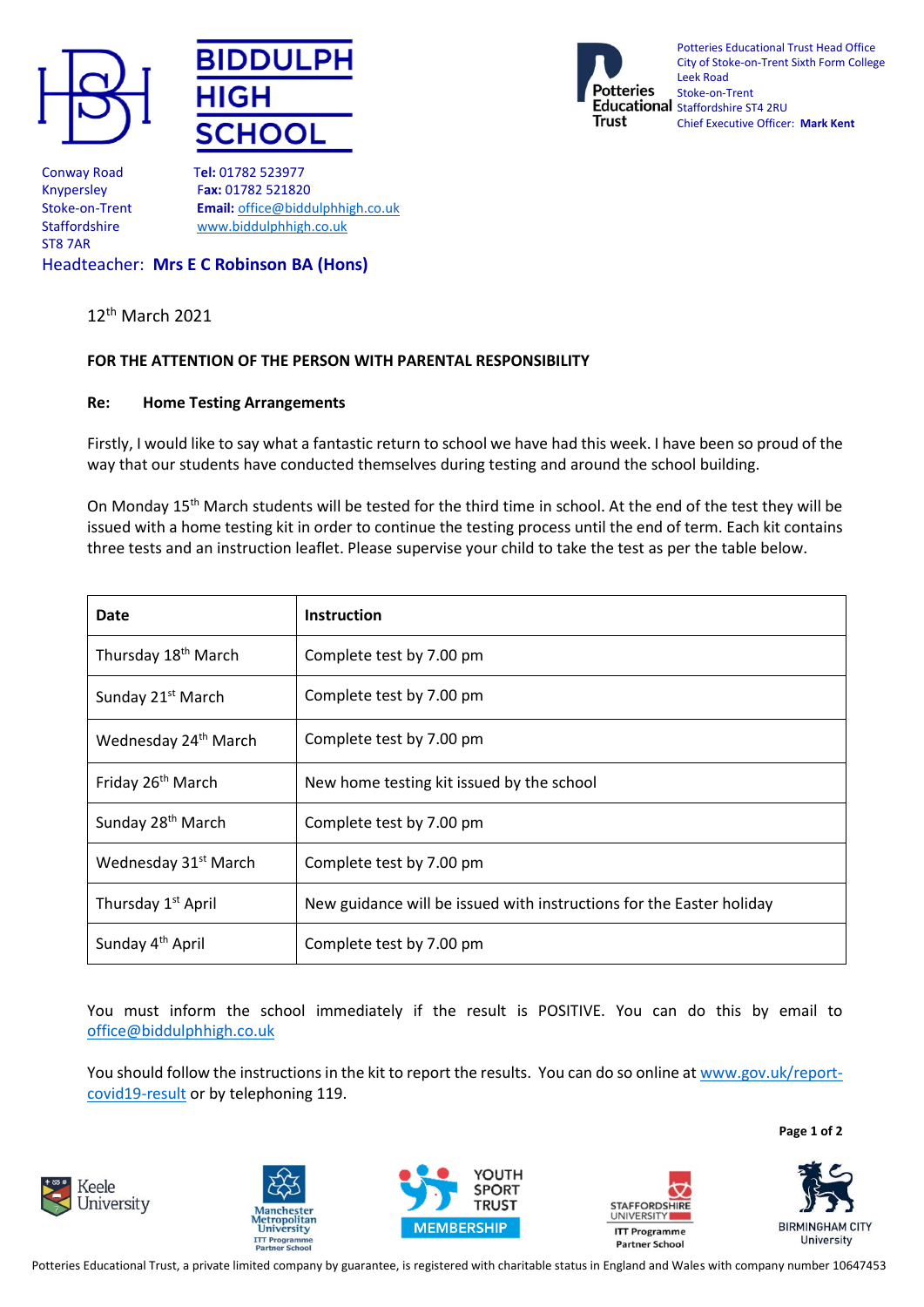# BIDDULPH HIGH SCHOOL

Conway Road
Knypersley
Stoke-on-Trent
Staffordshire
ST8 7AR

**Tel:** 01782 523977
**Fax:** 01782 521820
**Email:** office@biddulphhigh.co.uk
www.biddulphhigh.co.uk

Headteacher: **Mrs E C Robinson BA (Hons)**

Potteries Educational Trust

Potteries Educational Trust Head Office
City of Stoke-on-Trent Sixth Form College
Leek Road
Stoke-on-Trent
Staffordshire ST4 2RU
Chief Executive Officer: **Mark Kent**

12th March 2021

**FOR THE ATTENTION OF THE PERSON WITH PARENTAL RESPONSIBILITY**

**Re: Home Testing Arrangements**

Firstly, I would like to say what a fantastic return to school we have had this week. I have been so proud of the way that our students have conducted themselves during testing and around the school building.

On Monday 15th March students will be tested for the third time in school. At the end of the test they will be issued with a home testing kit in order to continue the testing process until the end of term. Each kit contains three tests and an instruction leaflet. Please supervise your child to take the test as per the table below.

| Date | Instruction |
|---|---|
| Thursday 18th March | Complete test by 7.00 pm |
| Sunday 21st March | Complete test by 7.00 pm |
| Wednesday 24th March | Complete test by 7.00 pm |
| Friday 26th March | New home testing kit issued by the school |
| Sunday 28th March | Complete test by 7.00 pm |
| Wednesday 31st March | Complete test by 7.00 pm |
| Thursday 1st April | New guidance will be issued with instructions for the Easter holiday |
| Sunday 4th April | Complete test by 7.00 pm |

You must inform the school immediately if the result is POSITIVE. You can do this by email to office@biddulphhigh.co.uk

You should follow the instructions in the kit to report the results. You can do so online at www.gov.uk/report-covid19-result or by telephoning 119.

Keele University | Manchester Metropolitan University ITT Programme Partner School | Youth Sport Trust Membership | Staffordshire University ITT Programme Partner School | Birmingham City University

Potteries Educational Trust, a private limited company by guarantee, is registered with charitable status in England and Wales with company number 10647453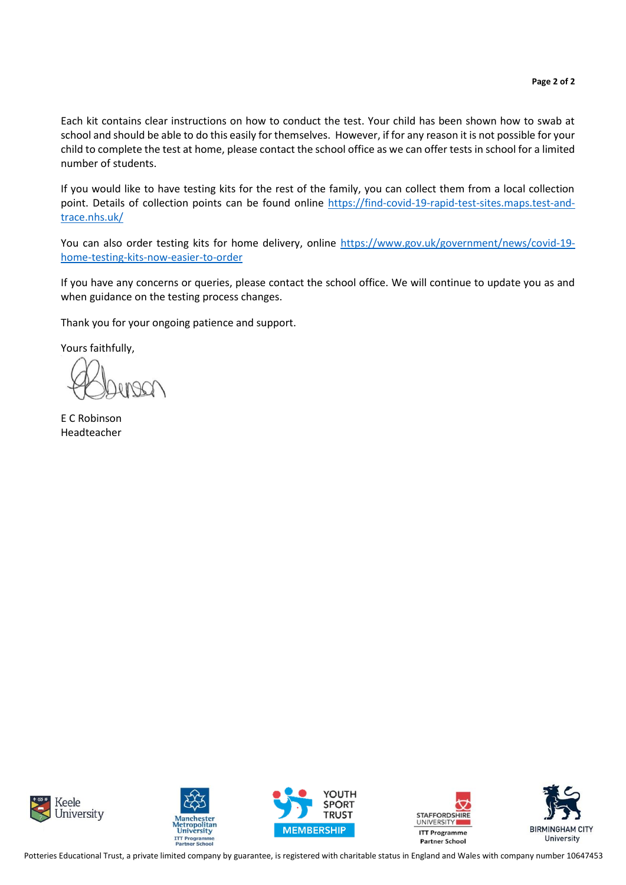Each kit contains clear instructions on how to conduct the test. Your child has been shown how to swab at school and should be able to do this easily for themselves. However, if for any reason it is not possible for your child to complete the test at home, please contact the school office as we can offer tests in school for a limited number of students.

If you would like to have testing kits for the rest of the family, you can collect them from a local collection point. Details of collection points can be found online https://find-covid-19-rapid-test-sites.maps.test-and-trace.nhs.uk/

You can also order testing kits for home delivery, online https://www.gov.uk/government/news/covid-19-home-testing-kits-now-easier-to-order

If you have any concerns or queries, please contact the school office. We will continue to update you as and when guidance on the testing process changes.

Thank you for your ongoing patience and support.

Yours faithfully,

E C Robinson
Headteacher

Keele University

Manchester Metropolitan University ITT Programme Partner School

YOUTH SPORT TRUST MEMBERSHIP

STAFFORDSHIRE UNIVERSITY ITT Programme Partner School

BIRMINGHAM CITY University

Potteries Educational Trust, a private limited company by guarantee, is registered with charitable status in England and Wales with company number 10647453